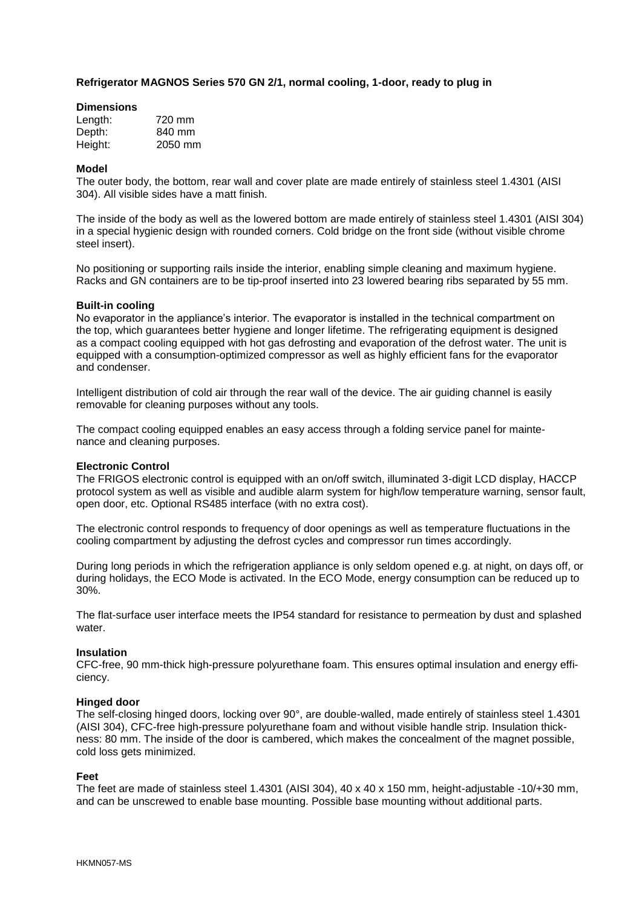**Refrigerator MAGNOS Series 570 GN 2/1, normal cooling, 1-door, ready to plug in**

**Dimensions**

Length: 720 mm
Depth: 840 mm
Height: 2050 mm

**Model**

The outer body, the bottom, rear wall and cover plate are made entirely of stainless steel 1.4301 (AISI 304). All visible sides have a matt finish.

The inside of the body as well as the lowered bottom are made entirely of stainless steel 1.4301 (AISI 304) in a special hygienic design with rounded corners. Cold bridge on the front side (without visible chrome steel insert).

No positioning or supporting rails inside the interior, enabling simple cleaning and maximum hygiene. Racks and GN containers are to be tip-proof inserted into 23 lowered bearing ribs separated by 55 mm.

**Built-in cooling**

No evaporator in the appliance's interior. The evaporator is installed in the technical compartment on the top, which guarantees better hygiene and longer lifetime. The refrigerating equipment is designed as a compact cooling equipped with hot gas defrosting and evaporation of the defrost water. The unit is equipped with a consumption-optimized compressor as well as highly efficient fans for the evaporator and condenser.

Intelligent distribution of cold air through the rear wall of the device. The air guiding channel is easily removable for cleaning purposes without any tools.

The compact cooling equipped enables an easy access through a folding service panel for maintenance and cleaning purposes.

**Electronic Control**

The FRIGOS electronic control is equipped with an on/off switch, illuminated 3-digit LCD display, HACCP protocol system as well as visible and audible alarm system for high/low temperature warning, sensor fault, open door, etc. Optional RS485 interface (with no extra cost).

The electronic control responds to frequency of door openings as well as temperature fluctuations in the cooling compartment by adjusting the defrost cycles and compressor run times accordingly.

During long periods in which the refrigeration appliance is only seldom opened e.g. at night, on days off, or during holidays, the ECO Mode is activated. In the ECO Mode, energy consumption can be reduced up to 30%.

The flat-surface user interface meets the IP54 standard for resistance to permeation by dust and splashed water.

**Insulation**

CFC-free, 90 mm-thick high-pressure polyurethane foam. This ensures optimal insulation and energy efficiency.

**Hinged door**

The self-closing hinged doors, locking over 90°, are double-walled, made entirely of stainless steel 1.4301 (AISI 304), CFC-free high-pressure polyurethane foam and without visible handle strip. Insulation thickness: 80 mm. The inside of the door is cambered, which makes the concealment of the magnet possible, cold loss gets minimized.

**Feet**

The feet are made of stainless steel 1.4301 (AISI 304), 40 x 40 x 150 mm, height-adjustable -10/+30 mm, and can be unscrewed to enable base mounting. Possible base mounting without additional parts.

HKMN057-MS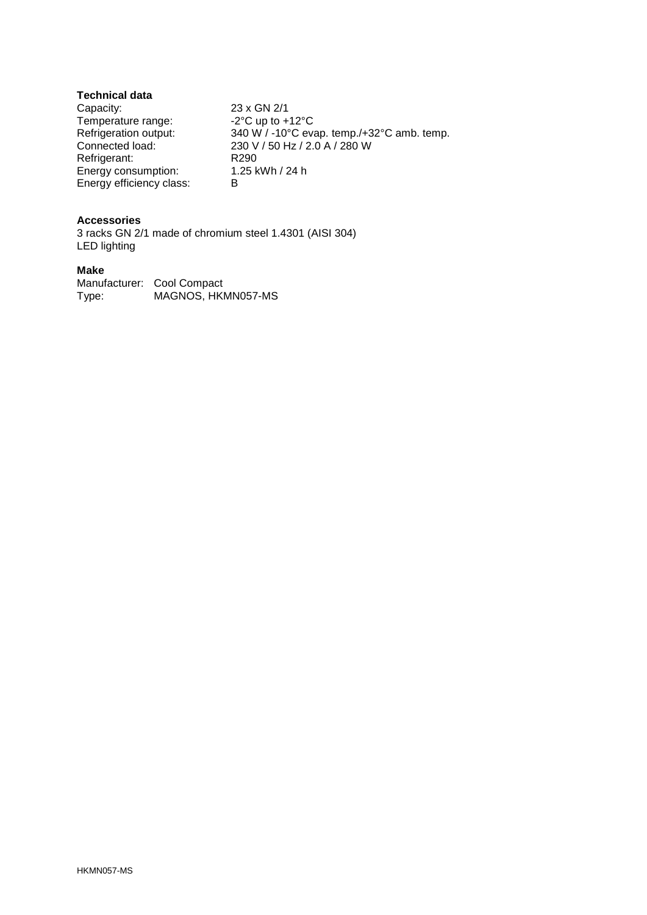**Technical data**

| | |
|---|---|
| Capacity: | 23 x GN 2/1 |
| Temperature range: | -2°C up to +12°C |
| Refrigeration output: | 340 W / -10°C evap. temp./+32°C amb. temp. |
| Connected load: | 230 V / 50 Hz / 2.0 A / 280 W |
| Refrigerant: | R290 |
| Energy consumption: | 1.25 kWh / 24 h |
| Energy efficiency class: | B |

**Accessories**

3 racks GN 2/1 made of chromium steel 1.4301 (AISI 304)
LED lighting

**Make**

| | |
|---|---|
| Manufacturer: | Cool Compact |
| Type: | MAGNOS, HKMN057-MS |